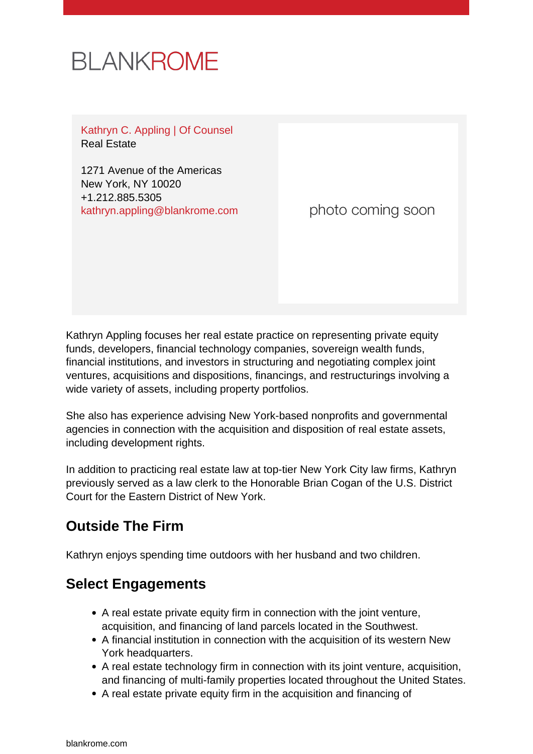BLANKROME

Kathryn C. Appling | Of Counsel
Real Estate

1271 Avenue of the Americas
New York, NY 10020
+1.212.885.5305
kathryn.appling@blankrome.com

photo coming soon

Kathryn Appling focuses her real estate practice on representing private equity funds, developers, financial technology companies, sovereign wealth funds, financial institutions, and investors in structuring and negotiating complex joint ventures, acquisitions and dispositions, financings, and restructurings involving a wide variety of assets, including property portfolios.

She also has experience advising New York-based nonprofits and governmental agencies in connection with the acquisition and disposition of real estate assets, including development rights.

In addition to practicing real estate law at top-tier New York City law firms, Kathryn previously served as a law clerk to the Honorable Brian Cogan of the U.S. District Court for the Eastern District of New York.

## Outside The Firm

Kathryn enjoys spending time outdoors with her husband and two children.

## Select Engagements

- A real estate private equity firm in connection with the joint venture, acquisition, and financing of land parcels located in the Southwest.
- A financial institution in connection with the acquisition of its western New York headquarters.
- A real estate technology firm in connection with its joint venture, acquisition, and financing of multi-family properties located throughout the United States.
- A real estate private equity firm in the acquisition and financing of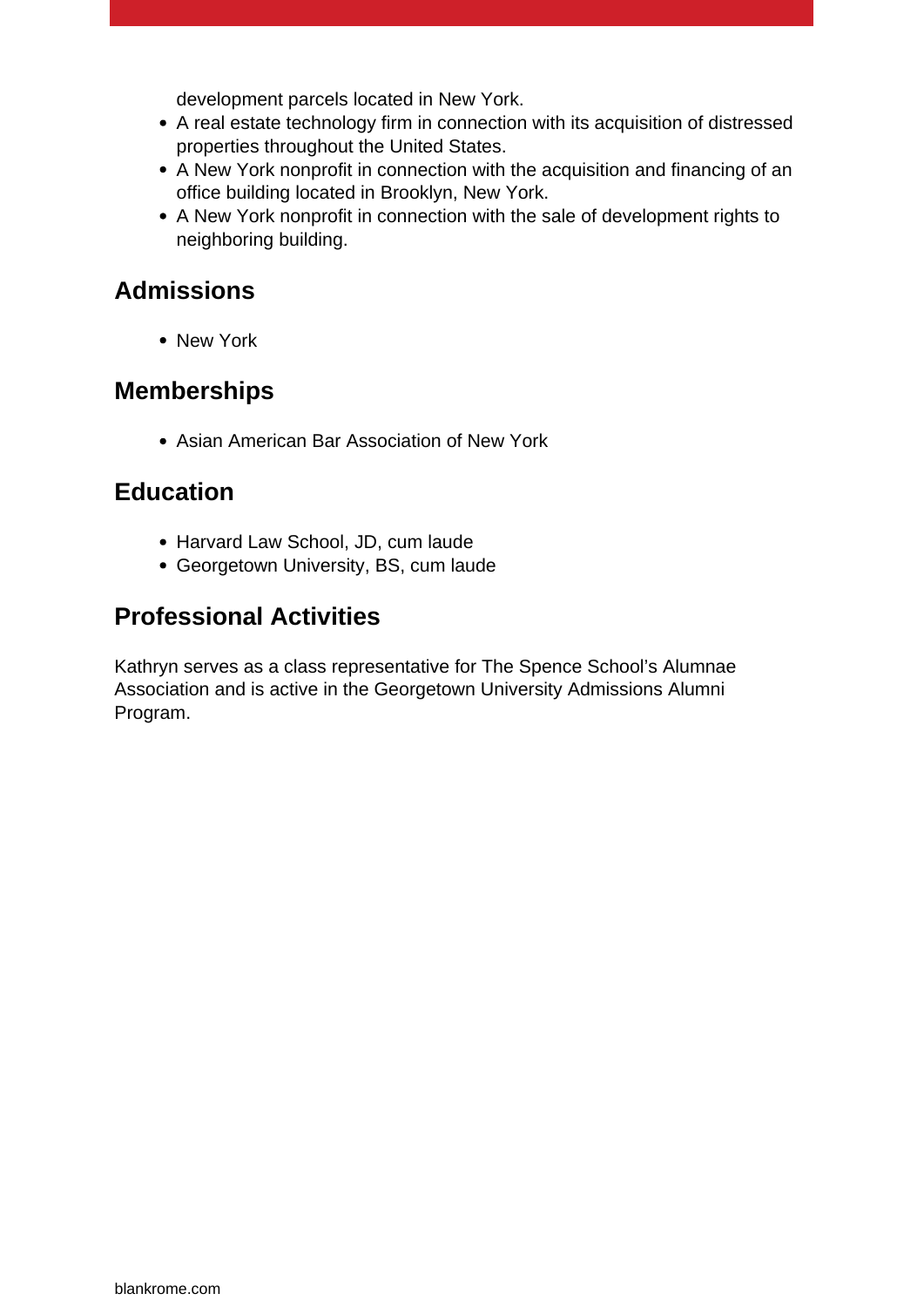development parcels located in New York.
- A real estate technology firm in connection with its acquisition of distressed properties throughout the United States.
- A New York nonprofit in connection with the acquisition and financing of an office building located in Brooklyn, New York.
- A New York nonprofit in connection with the sale of development rights to neighboring building.

## Admissions

- New York

## Memberships

- Asian American Bar Association of New York

## Education

- Harvard Law School, JD, cum laude
- Georgetown University, BS, cum laude

## Professional Activities

Kathryn serves as a class representative for The Spence School’s Alumnae Association and is active in the Georgetown University Admissions Alumni Program.